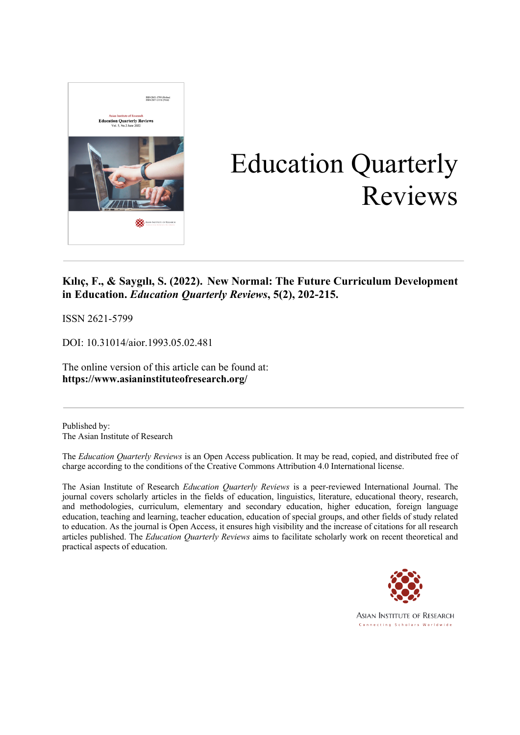# Education Quarterly Reviews

**Kılıç, F., & Saygılı, S. (2022). New Normal: The Future Curriculum Development in Education. *Education Quarterly Reviews*, 5(2), 202-215.**

ISSN 2621-5799

DOI: 10.31014/aior.1993.05.02.481

The online version of this article can be found at:
**https://www.asianinstituteofresearch.org/**

Published by:
The Asian Institute of Research

The *Education Quarterly Reviews* is an Open Access publication. It may be read, copied, and distributed free of charge according to the conditions of the Creative Commons Attribution 4.0 International license.

The Asian Institute of Research *Education Quarterly Reviews* is a peer-reviewed International Journal. The journal covers scholarly articles in the fields of education, linguistics, literature, educational theory, research, and methodologies, curriculum, elementary and secondary education, higher education, foreign language education, teaching and learning, teacher education, education of special groups, and other fields of study related to education. As the journal is Open Access, it ensures high visibility and the increase of citations for all research articles published. The *Education Quarterly Reviews* aims to facilitate scholarly work on recent theoretical and practical aspects of education.

ASIAN INSTITUTE OF RESEARCH
Connecting Scholars Worldwide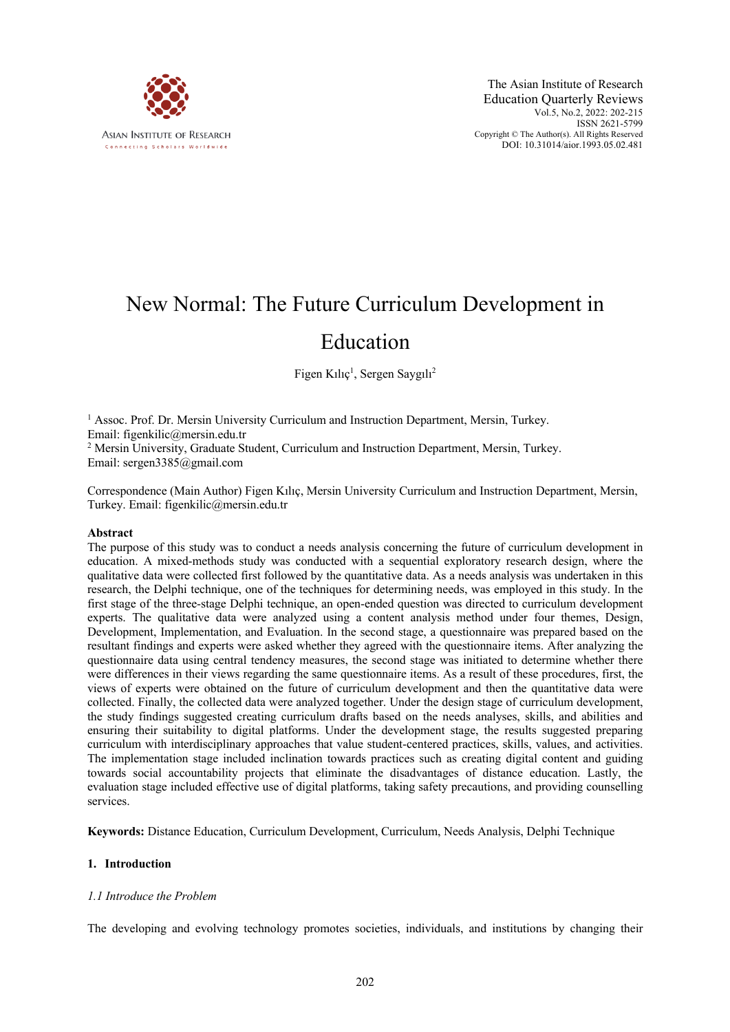# New Normal: The Future Curriculum Development in Education

Figen Kılıç[1], Sergen Saygılı[2]

[1] Assoc. Prof. Dr. Mersin University Curriculum and Instruction Department, Mersin, Turkey.
Email: figenkilic@mersin.edu.tr
[2] Mersin University, Graduate Student, Curriculum and Instruction Department, Mersin, Turkey.
Email: sergen3385@gmail.com

Correspondence (Main Author) Figen Kılıç, Mersin University Curriculum and Instruction Department, Mersin, Turkey. Email: figenkilic@mersin.edu.tr

## Abstract

The purpose of this study was to conduct a needs analysis concerning the future of curriculum development in education. A mixed-methods study was conducted with a sequential exploratory research design, where the qualitative data were collected first followed by the quantitative data. As a needs analysis was undertaken in this research, the Delphi technique, one of the techniques for determining needs, was employed in this study. In the first stage of the three-stage Delphi technique, an open-ended question was directed to curriculum development experts. The qualitative data were analyzed using a content analysis method under four themes, Design, Development, Implementation, and Evaluation. In the second stage, a questionnaire was prepared based on the resultant findings and experts were asked whether they agreed with the questionnaire items. After analyzing the questionnaire data using central tendency measures, the second stage was initiated to determine whether there were differences in their views regarding the same questionnaire items. As a result of these procedures, first, the views of experts were obtained on the future of curriculum development and then the quantitative data were collected. Finally, the collected data were analyzed together. Under the design stage of curriculum development, the study findings suggested creating curriculum drafts based on the needs analyses, skills, and abilities and ensuring their suitability to digital platforms. Under the development stage, the results suggested preparing curriculum with interdisciplinary approaches that value student-centered practices, skills, values, and activities. The implementation stage included inclination towards practices such as creating digital content and guiding towards social accountability projects that eliminate the disadvantages of distance education. Lastly, the evaluation stage included effective use of digital platforms, taking safety precautions, and providing counselling services.

**Keywords:** Distance Education, Curriculum Development, Curriculum, Needs Analysis, Delphi Technique

## 1. Introduction

### *1.1 Introduce the Problem*

The developing and evolving technology promotes societies, individuals, and institutions by changing their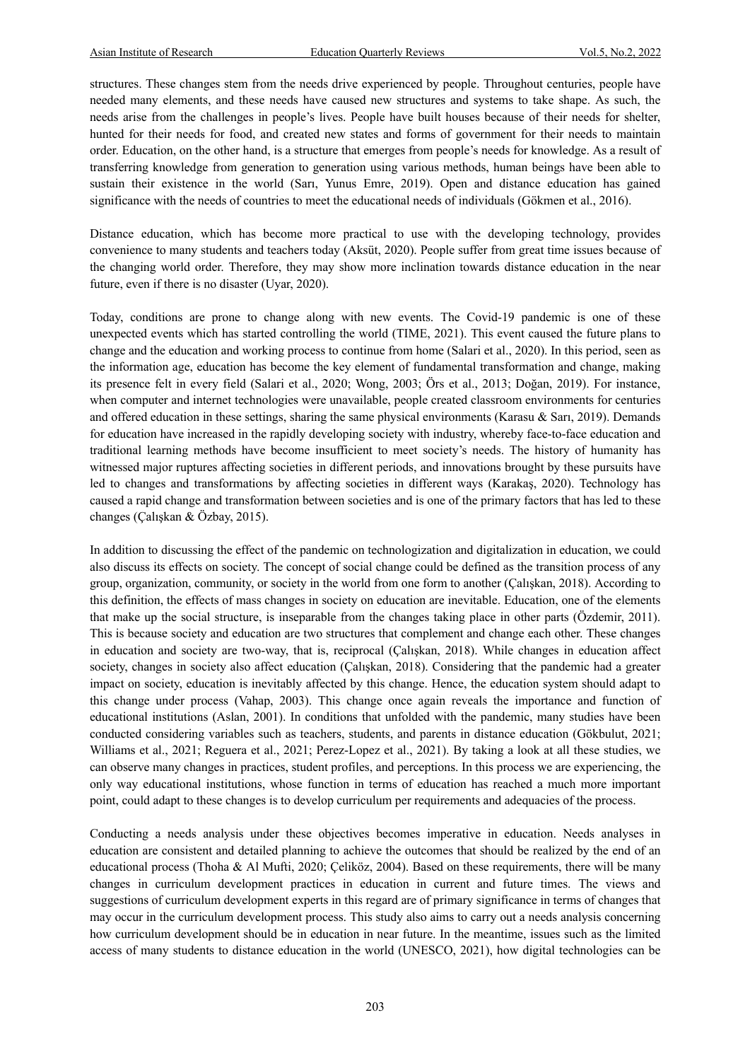structures. These changes stem from the needs drive experienced by people. Throughout centuries, people have needed many elements, and these needs have caused new structures and systems to take shape. As such, the needs arise from the challenges in people's lives. People have built houses because of their needs for shelter, hunted for their needs for food, and created new states and forms of government for their needs to maintain order. Education, on the other hand, is a structure that emerges from people's needs for knowledge. As a result of transferring knowledge from generation to generation using various methods, human beings have been able to sustain their existence in the world (Sarı, Yunus Emre, 2019). Open and distance education has gained significance with the needs of countries to meet the educational needs of individuals (Gökmen et al., 2016).

Distance education, which has become more practical to use with the developing technology, provides convenience to many students and teachers today (Aksüt, 2020). People suffer from great time issues because of the changing world order. Therefore, they may show more inclination towards distance education in the near future, even if there is no disaster (Uyar, 2020).

Today, conditions are prone to change along with new events. The Covid-19 pandemic is one of these unexpected events which has started controlling the world (TIME, 2021). This event caused the future plans to change and the education and working process to continue from home (Salari et al., 2020). In this period, seen as the information age, education has become the key element of fundamental transformation and change, making its presence felt in every field (Salari et al., 2020; Wong, 2003; Örs et al., 2013; Doğan, 2019). For instance, when computer and internet technologies were unavailable, people created classroom environments for centuries and offered education in these settings, sharing the same physical environments (Karasu & Sarı, 2019). Demands for education have increased in the rapidly developing society with industry, whereby face-to-face education and traditional learning methods have become insufficient to meet society's needs. The history of humanity has witnessed major ruptures affecting societies in different periods, and innovations brought by these pursuits have led to changes and transformations by affecting societies in different ways (Karakaş, 2020). Technology has caused a rapid change and transformation between societies and is one of the primary factors that has led to these changes (Çalışkan & Özbay, 2015).

In addition to discussing the effect of the pandemic on technologization and digitalization in education, we could also discuss its effects on society. The concept of social change could be defined as the transition process of any group, organization, community, or society in the world from one form to another (Çalışkan, 2018). According to this definition, the effects of mass changes in society on education are inevitable. Education, one of the elements that make up the social structure, is inseparable from the changes taking place in other parts (Özdemir, 2011). This is because society and education are two structures that complement and change each other. These changes in education and society are two-way, that is, reciprocal (Çalışkan, 2018). While changes in education affect society, changes in society also affect education (Çalışkan, 2018). Considering that the pandemic had a greater impact on society, education is inevitably affected by this change. Hence, the education system should adapt to this change under process (Vahap, 2003). This change once again reveals the importance and function of educational institutions (Aslan, 2001). In conditions that unfolded with the pandemic, many studies have been conducted considering variables such as teachers, students, and parents in distance education (Gökbulut, 2021; Williams et al., 2021; Reguera et al., 2021; Perez-Lopez et al., 2021). By taking a look at all these studies, we can observe many changes in practices, student profiles, and perceptions. In this process we are experiencing, the only way educational institutions, whose function in terms of education has reached a much more important point, could adapt to these changes is to develop curriculum per requirements and adequacies of the process.

Conducting a needs analysis under these objectives becomes imperative in education. Needs analyses in education are consistent and detailed planning to achieve the outcomes that should be realized by the end of an educational process (Thoha & Al Mufti, 2020; Çeliköz, 2004). Based on these requirements, there will be many changes in curriculum development practices in education in current and future times. The views and suggestions of curriculum development experts in this regard are of primary significance in terms of changes that may occur in the curriculum development process. This study also aims to carry out a needs analysis concerning how curriculum development should be in education in near future. In the meantime, issues such as the limited access of many students to distance education in the world (UNESCO, 2021), how digital technologies can be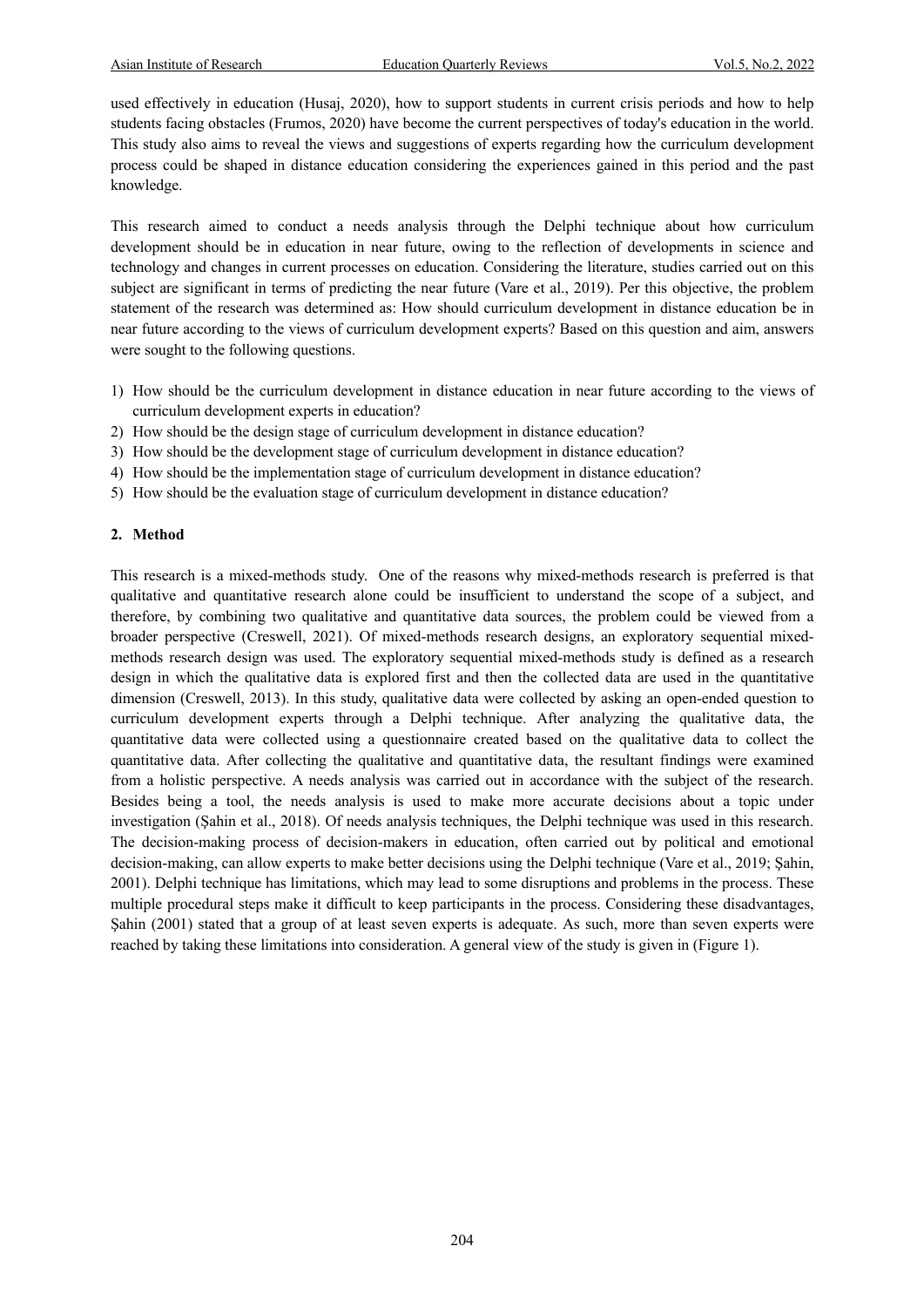used effectively in education (Husaj, 2020), how to support students in current crisis periods and how to help students facing obstacles (Frumos, 2020) have become the current perspectives of today's education in the world. This study also aims to reveal the views and suggestions of experts regarding how the curriculum development process could be shaped in distance education considering the experiences gained in this period and the past knowledge.

This research aimed to conduct a needs analysis through the Delphi technique about how curriculum development should be in education in near future, owing to the reflection of developments in science and technology and changes in current processes on education. Considering the literature, studies carried out on this subject are significant in terms of predicting the near future (Vare et al., 2019). Per this objective, the problem statement of the research was determined as: How should curriculum development in distance education be in near future according to the views of curriculum development experts? Based on this question and aim, answers were sought to the following questions.

1) How should be the curriculum development in distance education in near future according to the views of curriculum development experts in education?
2) How should be the design stage of curriculum development in distance education?
3) How should be the development stage of curriculum development in distance education?
4) How should be the implementation stage of curriculum development in distance education?
5) How should be the evaluation stage of curriculum development in distance education?

## 2. Method

This research is a mixed-methods study. One of the reasons why mixed-methods research is preferred is that qualitative and quantitative research alone could be insufficient to understand the scope of a subject, and therefore, by combining two qualitative and quantitative data sources, the problem could be viewed from a broader perspective (Creswell, 2021). Of mixed-methods research designs, an exploratory sequential mixed-methods research design was used. The exploratory sequential mixed-methods study is defined as a research design in which the qualitative data is explored first and then the collected data are used in the quantitative dimension (Creswell, 2013). In this study, qualitative data were collected by asking an open-ended question to curriculum development experts through a Delphi technique. After analyzing the qualitative data, the quantitative data were collected using a questionnaire created based on the qualitative data to collect the quantitative data. After collecting the qualitative and quantitative data, the resultant findings were examined from a holistic perspective. A needs analysis was carried out in accordance with the subject of the research. Besides being a tool, the needs analysis is used to make more accurate decisions about a topic under investigation (Şahin et al., 2018). Of needs analysis techniques, the Delphi technique was used in this research. The decision-making process of decision-makers in education, often carried out by political and emotional decision-making, can allow experts to make better decisions using the Delphi technique (Vare et al., 2019; Şahin, 2001). Delphi technique has limitations, which may lead to some disruptions and problems in the process. These multiple procedural steps make it difficult to keep participants in the process. Considering these disadvantages, Şahin (2001) stated that a group of at least seven experts is adequate. As such, more than seven experts were reached by taking these limitations into consideration. A general view of the study is given in (Figure 1).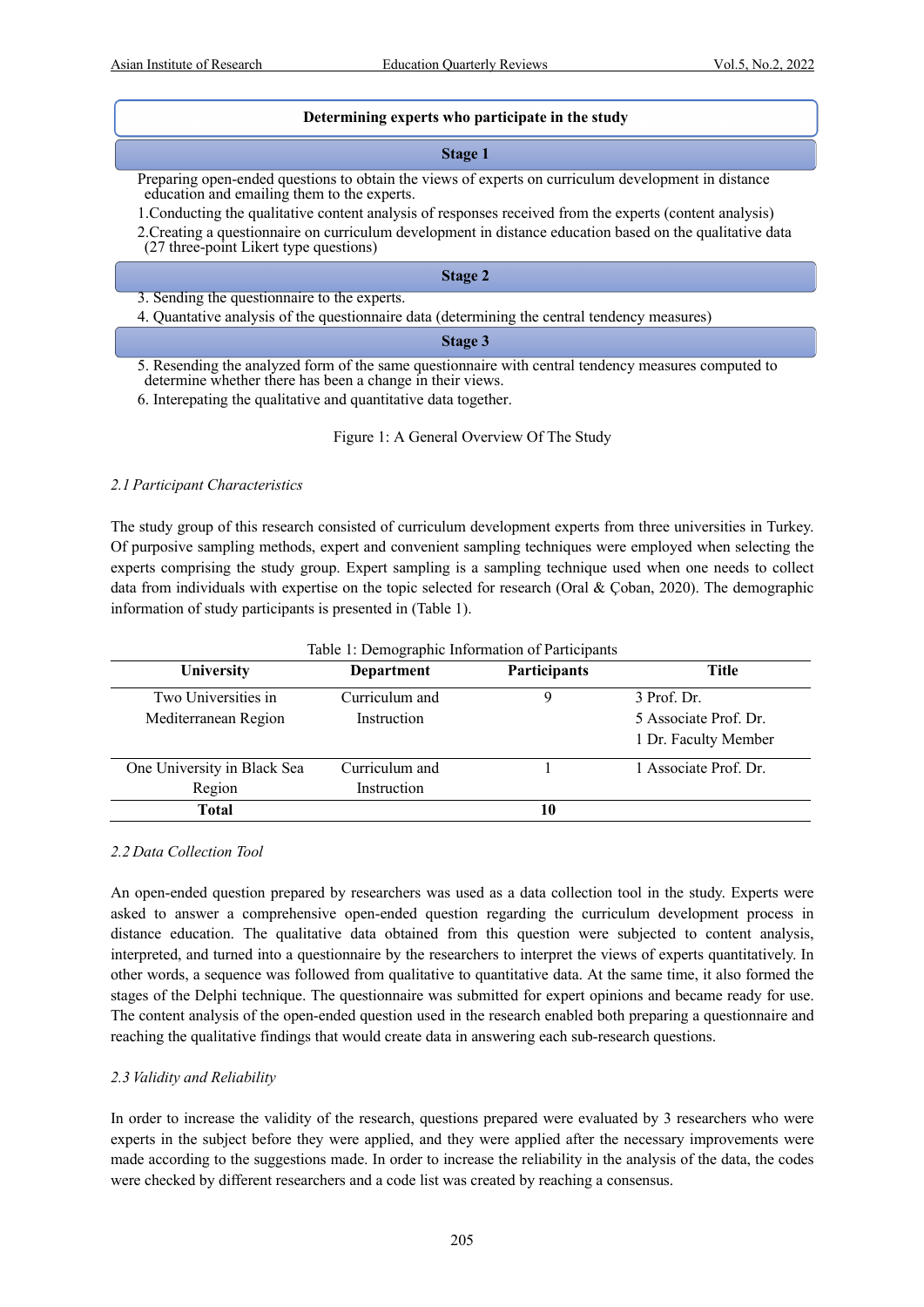**Determining experts who participate in the study**

**Stage 1**

Preparing open-ended questions to obtain the views of experts on curriculum development in distance education and emailing them to the experts.

1.Conducting the qualitative content analysis of responses received from the experts (content analysis)

2.Creating a questionnaire on curriculum development in distance education based on the qualitative data (27 three-point Likert type questions)

**Stage 2**

3. Sending the questionnaire to the experts.
4. Quantative analysis of the questionnaire data (determining the central tendency measures)

**Stage 3**

5. Resending the analyzed form of the same questionnaire with central tendency measures computed to determine whether there has been a change in their views.
6. Interepating the qualitative and quantitative data together.

Figure 1: A General Overview Of The Study

### *2.1 Participant Characteristics*

The study group of this research consisted of curriculum development experts from three universities in Turkey. Of purposive sampling methods, expert and convenient sampling techniques were employed when selecting the experts comprising the study group. Expert sampling is a sampling technique used when one needs to collect data from individuals with expertise on the topic selected for research (Oral & Çoban, 2020). The demographic information of study participants is presented in (Table 1).

Table 1: Demographic Information of Participants

| University | Department | Participants | Title |
|---|---|---|---|
| Two Universities in Mediterranean Region | Curriculum and Instruction | 9 | 3 Prof. Dr.<br>5 Associate Prof. Dr.<br>1 Dr. Faculty Member |
| One University in Black Sea Region | Curriculum and Instruction | 1 | 1 Associate Prof. Dr. |
| **Total** | | **10** | |

### *2.2 Data Collection Tool*

An open-ended question prepared by researchers was used as a data collection tool in the study. Experts were asked to answer a comprehensive open-ended question regarding the curriculum development process in distance education. The qualitative data obtained from this question were subjected to content analysis, interpreted, and turned into a questionnaire by the researchers to interpret the views of experts quantitatively. In other words, a sequence was followed from qualitative to quantitative data. At the same time, it also formed the stages of the Delphi technique. The questionnaire was submitted for expert opinions and became ready for use. The content analysis of the open-ended question used in the research enabled both preparing a questionnaire and reaching the qualitative findings that would create data in answering each sub-research questions.

### *2.3 Validity and Reliability*

In order to increase the validity of the research, questions prepared were evaluated by 3 researchers who were experts in the subject before they were applied, and they were applied after the necessary improvements were made according to the suggestions made. In order to increase the reliability in the analysis of the data, the codes were checked by different researchers and a code list was created by reaching a consensus.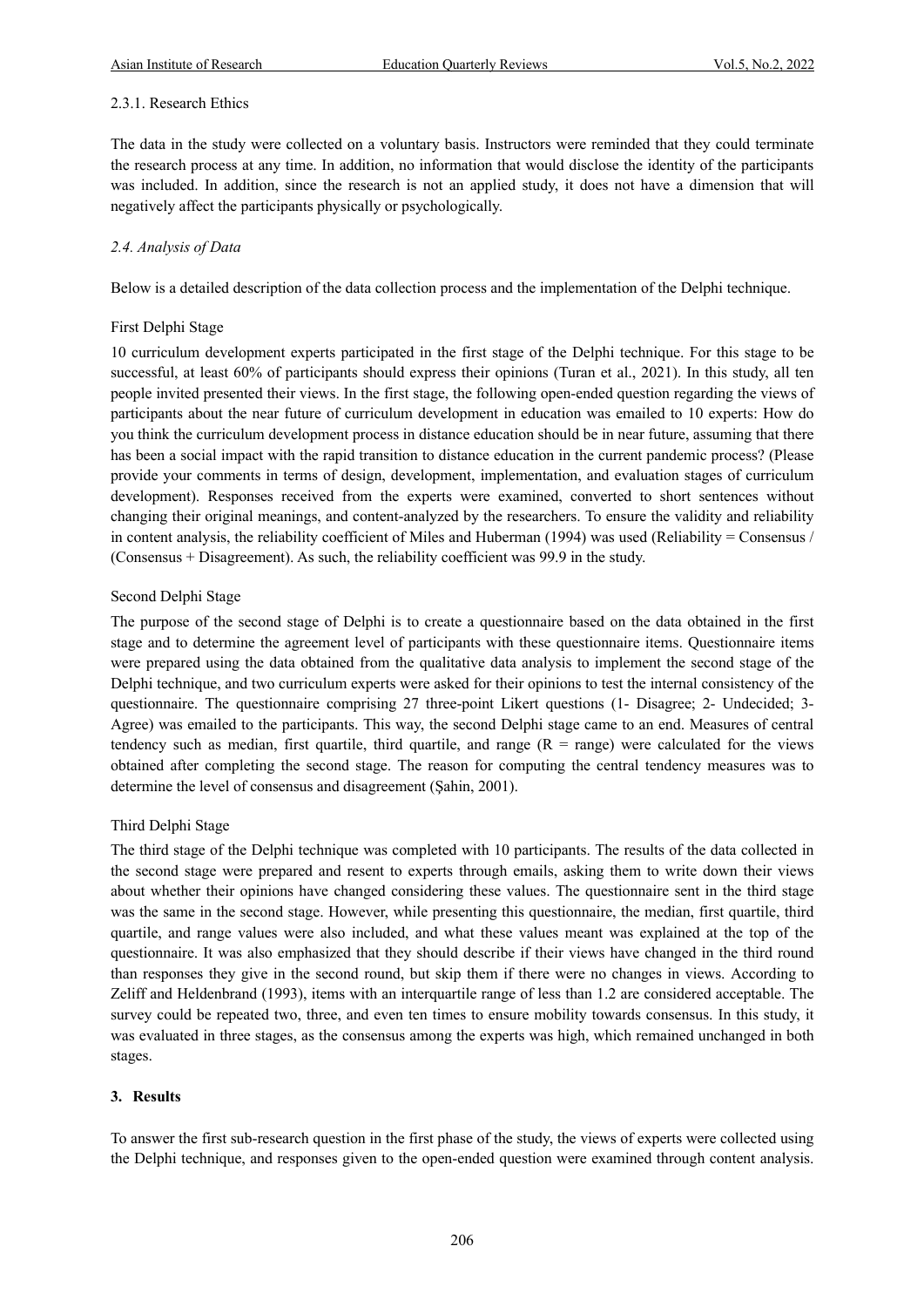#### 2.3.1. Research Ethics

The data in the study were collected on a voluntary basis. Instructors were reminded that they could terminate the research process at any time. In addition, no information that would disclose the identity of the participants was included. In addition, since the research is not an applied study, it does not have a dimension that will negatively affect the participants physically or psychologically.

### *2.4. Analysis of Data*

Below is a detailed description of the data collection process and the implementation of the Delphi technique.

First Delphi Stage

10 curriculum development experts participated in the first stage of the Delphi technique. For this stage to be successful, at least 60% of participants should express their opinions (Turan et al., 2021). In this study, all ten people invited presented their views. In the first stage, the following open-ended question regarding the views of participants about the near future of curriculum development in education was emailed to 10 experts: How do you think the curriculum development process in distance education should be in near future, assuming that there has been a social impact with the rapid transition to distance education in the current pandemic process? (Please provide your comments in terms of design, development, implementation, and evaluation stages of curriculum development). Responses received from the experts were examined, converted to short sentences without changing their original meanings, and content-analyzed by the researchers. To ensure the validity and reliability in content analysis, the reliability coefficient of Miles and Huberman (1994) was used (Reliability = Consensus / (Consensus + Disagreement). As such, the reliability coefficient was 99.9 in the study.

Second Delphi Stage

The purpose of the second stage of Delphi is to create a questionnaire based on the data obtained in the first stage and to determine the agreement level of participants with these questionnaire items. Questionnaire items were prepared using the data obtained from the qualitative data analysis to implement the second stage of the Delphi technique, and two curriculum experts were asked for their opinions to test the internal consistency of the questionnaire. The questionnaire comprising 27 three-point Likert questions (1- Disagree; 2- Undecided; 3- Agree) was emailed to the participants. This way, the second Delphi stage came to an end. Measures of central tendency such as median, first quartile, third quartile, and range (R = range) were calculated for the views obtained after completing the second stage. The reason for computing the central tendency measures was to determine the level of consensus and disagreement (Şahin, 2001).

Third Delphi Stage

The third stage of the Delphi technique was completed with 10 participants. The results of the data collected in the second stage were prepared and resent to experts through emails, asking them to write down their views about whether their opinions have changed considering these values. The questionnaire sent in the third stage was the same in the second stage. However, while presenting this questionnaire, the median, first quartile, third quartile, and range values were also included, and what these values meant was explained at the top of the questionnaire. It was also emphasized that they should describe if their views have changed in the third round than responses they give in the second round, but skip them if there were no changes in views. According to Zeliff and Heldenbrand (1993), items with an interquartile range of less than 1.2 are considered acceptable. The survey could be repeated two, three, and even ten times to ensure mobility towards consensus. In this study, it was evaluated in three stages, as the consensus among the experts was high, which remained unchanged in both stages.

## 3. Results

To answer the first sub-research question in the first phase of the study, the views of experts were collected using the Delphi technique, and responses given to the open-ended question were examined through content analysis.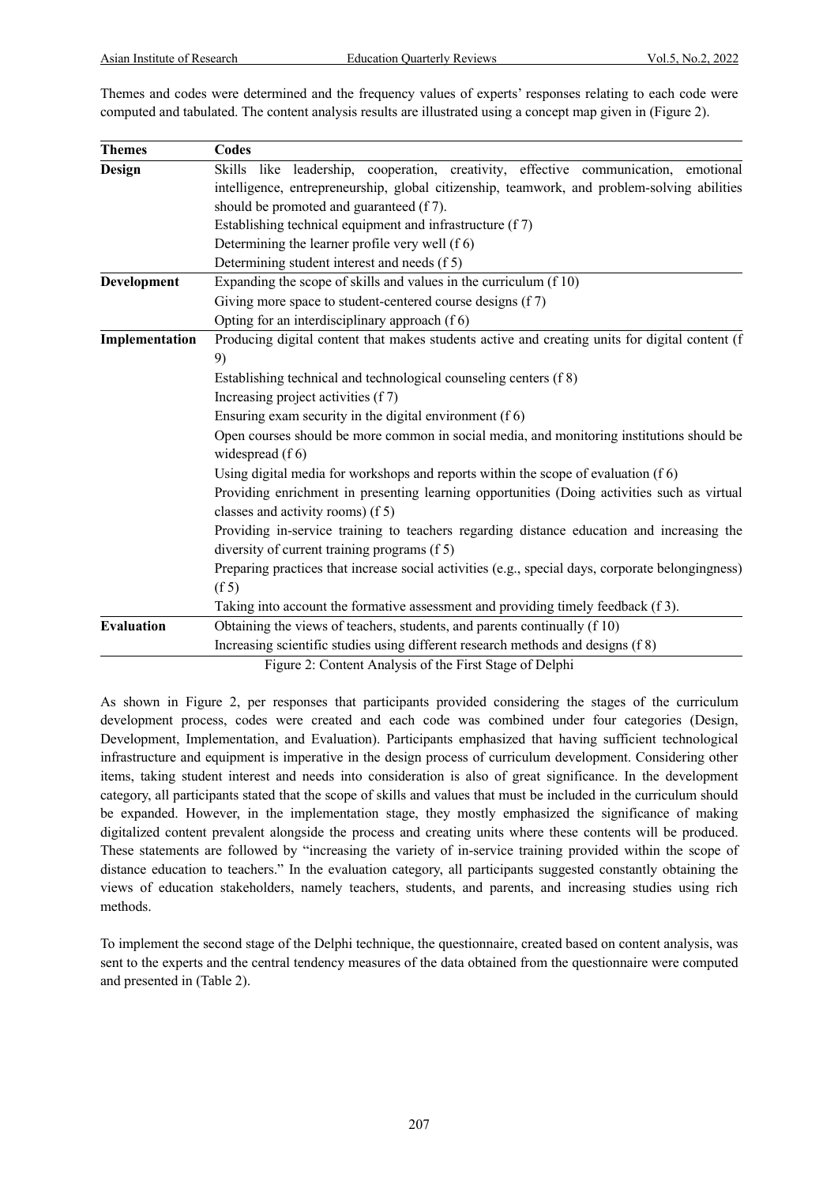Themes and codes were determined and the frequency values of experts' responses relating to each code were computed and tabulated. The content analysis results are illustrated using a concept map given in (Figure 2).

| Themes | Codes |
|---|---|
| **Design** | Skills like leadership, cooperation, creativity, effective communication, emotional intelligence, entrepreneurship, global citizenship, teamwork, and problem-solving abilities should be promoted and guaranteed (f 7). |
| | Establishing technical equipment and infrastructure (f 7) |
| | Determining the learner profile very well (f 6) |
| | Determining student interest and needs (f 5) |
| **Development** | Expanding the scope of skills and values in the curriculum (f 10) |
| | Giving more space to student-centered course designs (f 7) |
| | Opting for an interdisciplinary approach (f 6) |
| **Implementation** | Producing digital content that makes students active and creating units for digital content (f 9) |
| | Establishing technical and technological counseling centers (f 8) |
| | Increasing project activities (f 7) |
| | Ensuring exam security in the digital environment (f 6) |
| | Open courses should be more common in social media, and monitoring institutions should be widespread (f 6) |
| | Using digital media for workshops and reports within the scope of evaluation (f 6) |
| | Providing enrichment in presenting learning opportunities (Doing activities such as virtual classes and activity rooms) (f 5) |
| | Providing in-service training to teachers regarding distance education and increasing the diversity of current training programs (f 5) |
| | Preparing practices that increase social activities (e.g., special days, corporate belongingness) (f 5) |
| | Taking into account the formative assessment and providing timely feedback (f 3). |
| **Evaluation** | Obtaining the views of teachers, students, and parents continually (f 10) |
| | Increasing scientific studies using different research methods and designs (f 8) |

Figure 2: Content Analysis of the First Stage of Delphi

As shown in Figure 2, per responses that participants provided considering the stages of the curriculum development process, codes were created and each code was combined under four categories (Design, Development, Implementation, and Evaluation). Participants emphasized that having sufficient technological infrastructure and equipment is imperative in the design process of curriculum development. Considering other items, taking student interest and needs into consideration is also of great significance. In the development category, all participants stated that the scope of skills and values that must be included in the curriculum should be expanded. However, in the implementation stage, they mostly emphasized the significance of making digitalized content prevalent alongside the process and creating units where these contents will be produced. These statements are followed by "increasing the variety of in-service training provided within the scope of distance education to teachers." In the evaluation category, all participants suggested constantly obtaining the views of education stakeholders, namely teachers, students, and parents, and increasing studies using rich methods.

To implement the second stage of the Delphi technique, the questionnaire, created based on content analysis, was sent to the experts and the central tendency measures of the data obtained from the questionnaire were computed and presented in (Table 2).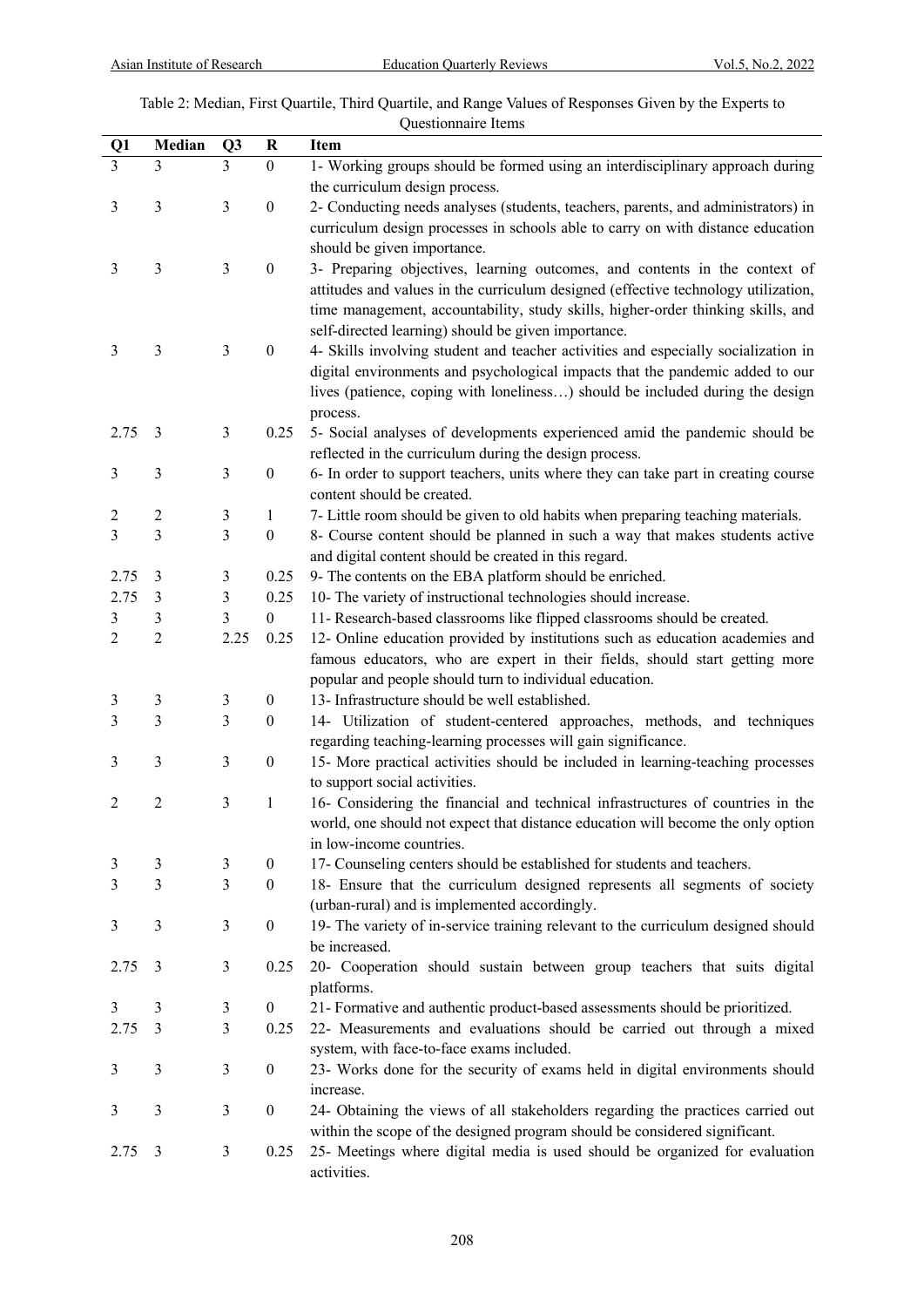Table 2: Median, First Quartile, Third Quartile, and Range Values of Responses Given by the Experts to Questionnaire Items

| Q1 | Median | Q3 | R | Item |
|---|---|---|---|---|
| 3 | 3 | 3 | 0 | 1- Working groups should be formed using an interdisciplinary approach during the curriculum design process. |
| 3 | 3 | 3 | 0 | 2- Conducting needs analyses (students, teachers, parents, and administrators) in curriculum design processes in schools able to carry on with distance education should be given importance. |
| 3 | 3 | 3 | 0 | 3- Preparing objectives, learning outcomes, and contents in the context of attitudes and values in the curriculum designed (effective technology utilization, time management, accountability, study skills, higher-order thinking skills, and self-directed learning) should be given importance. |
| 3 | 3 | 3 | 0 | 4- Skills involving student and teacher activities and especially socialization in digital environments and psychological impacts that the pandemic added to our lives (patience, coping with loneliness…) should be included during the design process. |
| 2.75 | 3 | 3 | 0.25 | 5- Social analyses of developments experienced amid the pandemic should be reflected in the curriculum during the design process. |
| 3 | 3 | 3 | 0 | 6- In order to support teachers, units where they can take part in creating course content should be created. |
| 2 | 2 | 3 | 1 | 7- Little room should be given to old habits when preparing teaching materials. |
| 3 | 3 | 3 | 0 | 8- Course content should be planned in such a way that makes students active and digital content should be created in this regard. |
| 2.75 | 3 | 3 | 0.25 | 9- The contents on the EBA platform should be enriched. |
| 2.75 | 3 | 3 | 0.25 | 10- The variety of instructional technologies should increase. |
| 3 | 3 | 3 | 0 | 11- Research-based classrooms like flipped classrooms should be created. |
| 2 | 2 | 2.25 | 0.25 | 12- Online education provided by institutions such as education academies and famous educators, who are expert in their fields, should start getting more popular and people should turn to individual education. |
| 3 | 3 | 3 | 0 | 13- Infrastructure should be well established. |
| 3 | 3 | 3 | 0 | 14- Utilization of student-centered approaches, methods, and techniques regarding teaching-learning processes will gain significance. |
| 3 | 3 | 3 | 0 | 15- More practical activities should be included in learning-teaching processes to support social activities. |
| 2 | 2 | 3 | 1 | 16- Considering the financial and technical infrastructures of countries in the world, one should not expect that distance education will become the only option in low-income countries. |
| 3 | 3 | 3 | 0 | 17- Counseling centers should be established for students and teachers. |
| 3 | 3 | 3 | 0 | 18- Ensure that the curriculum designed represents all segments of society (urban-rural) and is implemented accordingly. |
| 3 | 3 | 3 | 0 | 19- The variety of in-service training relevant to the curriculum designed should be increased. |
| 2.75 | 3 | 3 | 0.25 | 20- Cooperation should sustain between group teachers that suits digital platforms. |
| 3 | 3 | 3 | 0 | 21- Formative and authentic product-based assessments should be prioritized. |
| 2.75 | 3 | 3 | 0.25 | 22- Measurements and evaluations should be carried out through a mixed system, with face-to-face exams included. |
| 3 | 3 | 3 | 0 | 23- Works done for the security of exams held in digital environments should increase. |
| 3 | 3 | 3 | 0 | 24- Obtaining the views of all stakeholders regarding the practices carried out within the scope of the designed program should be considered significant. |
| 2.75 | 3 | 3 | 0.25 | 25- Meetings where digital media is used should be organized for evaluation activities. |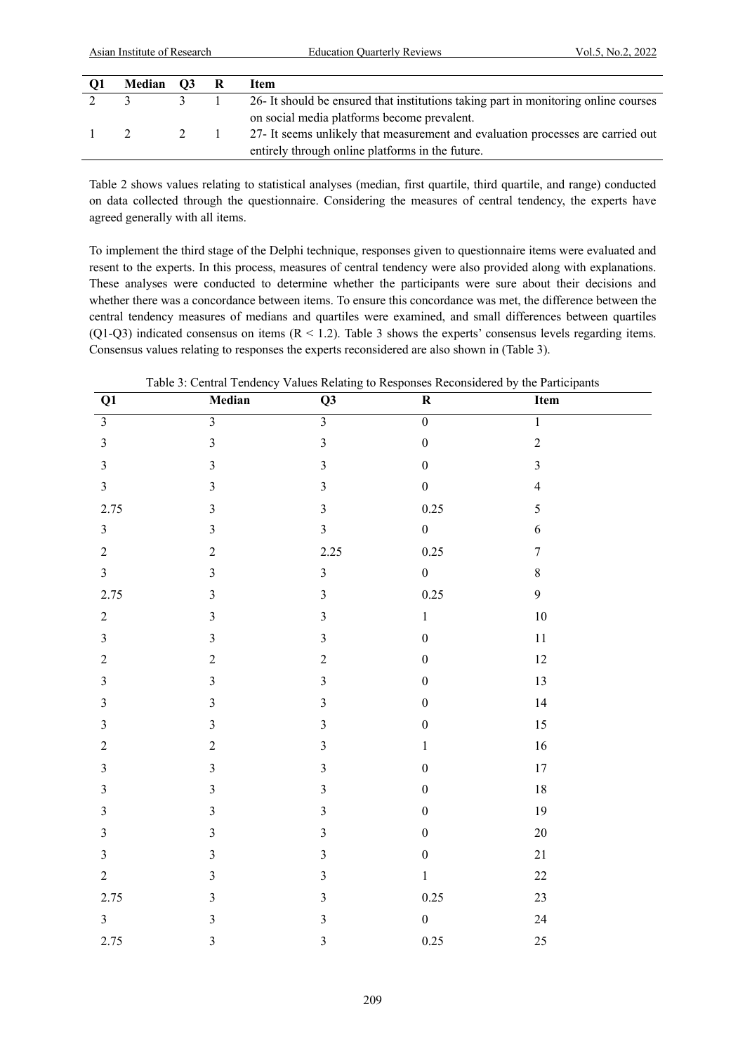| Q1 | Median | Q3 | R | Item |
|---|---|---|---|---|
| 2 | 3 | 3 | 1 | 26- It should be ensured that institutions taking part in monitoring online courses on social media platforms become prevalent. |
| 1 | 2 | 2 | 1 | 27- It seems unlikely that measurement and evaluation processes are carried out entirely through online platforms in the future. |

Table 2 shows values relating to statistical analyses (median, first quartile, third quartile, and range) conducted on data collected through the questionnaire. Considering the measures of central tendency, the experts have agreed generally with all items.

To implement the third stage of the Delphi technique, responses given to questionnaire items were evaluated and resent to the experts. In this process, measures of central tendency were also provided along with explanations. These analyses were conducted to determine whether the participants were sure about their decisions and whether there was a concordance between items. To ensure this concordance was met, the difference between the central tendency measures of medians and quartiles were examined, and small differences between quartiles (Q1-Q3) indicated consensus on items ($R < 1.2$). Table 3 shows the experts' consensus levels regarding items. Consensus values relating to responses the experts reconsidered are also shown in (Table 3).

Table 3: Central Tendency Values Relating to Responses Reconsidered by the Participants

| Q1 | Median | Q3 | R | Item |
|---|---|---|---|---|
| 3 | 3 | 3 | 0 | 1 |
| 3 | 3 | 3 | 0 | 2 |
| 3 | 3 | 3 | 0 | 3 |
| 3 | 3 | 3 | 0 | 4 |
| 2.75 | 3 | 3 | 0.25 | 5 |
| 3 | 3 | 3 | 0 | 6 |
| 2 | 2 | 2.25 | 0.25 | 7 |
| 3 | 3 | 3 | 0 | 8 |
| 2.75 | 3 | 3 | 0.25 | 9 |
| 2 | 3 | 3 | 1 | 10 |
| 3 | 3 | 3 | 0 | 11 |
| 2 | 2 | 2 | 0 | 12 |
| 3 | 3 | 3 | 0 | 13 |
| 3 | 3 | 3 | 0 | 14 |
| 3 | 3 | 3 | 0 | 15 |
| 2 | 2 | 3 | 1 | 16 |
| 3 | 3 | 3 | 0 | 17 |
| 3 | 3 | 3 | 0 | 18 |
| 3 | 3 | 3 | 0 | 19 |
| 3 | 3 | 3 | 0 | 20 |
| 3 | 3 | 3 | 0 | 21 |
| 2 | 3 | 3 | 1 | 22 |
| 2.75 | 3 | 3 | 0.25 | 23 |
| 3 | 3 | 3 | 0 | 24 |
| 2.75 | 3 | 3 | 0.25 | 25 |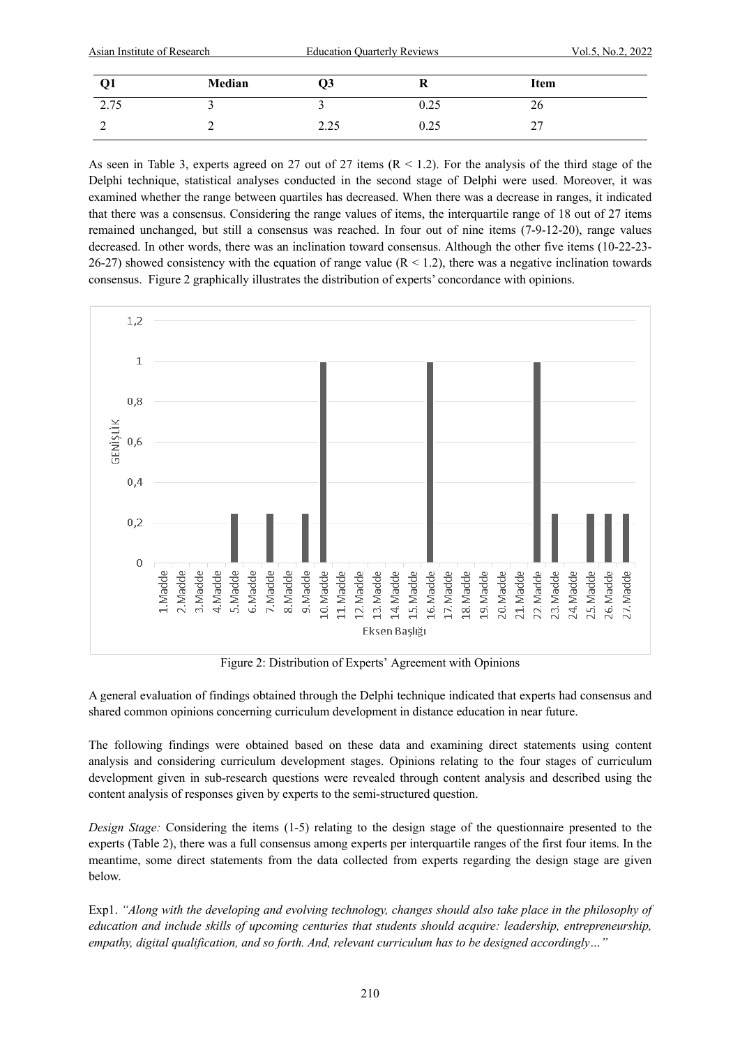| Q1 | Median | Q3 | R | Item |
|---|---|---|---|---|
| 2.75 | 3 | 3 | 0.25 | 26 |
| 2 | 2 | 2.25 | 0.25 | 27 |

As seen in Table 3, experts agreed on 27 out of 27 items ($R < 1.2$). For the analysis of the third stage of the Delphi technique, statistical analyses conducted in the second stage of Delphi were used. Moreover, it was examined whether the range between quartiles has decreased. When there was a decrease in ranges, it indicated that there was a consensus. Considering the range values of items, the interquartile range of 18 out of 27 items remained unchanged, but still a consensus was reached. In four out of nine items (7-9-12-20), range values decreased. In other words, there was an inclination toward consensus. Although the other five items (10-22-23-26-27) showed consistency with the equation of range value ($R < 1.2$), there was a negative inclination towards consensus. Figure 2 graphically illustrates the distribution of experts' concordance with opinions.

Figure 2: Distribution of Experts' Agreement with Opinions

A general evaluation of findings obtained through the Delphi technique indicated that experts had consensus and shared common opinions concerning curriculum development in distance education in near future.

The following findings were obtained based on these data and examining direct statements using content analysis and considering curriculum development stages. Opinions relating to the four stages of curriculum development given in sub-research questions were revealed through content analysis and described using the content analysis of responses given by experts to the semi-structured question.

*Design Stage:* Considering the items (1-5) relating to the design stage of the questionnaire presented to the experts (Table 2), there was a full consensus among experts per interquartile ranges of the first four items. In the meantime, some direct statements from the data collected from experts regarding the design stage are given below.

Exp1. *"Along with the developing and evolving technology, changes should also take place in the philosophy of education and include skills of upcoming centuries that students should acquire: leadership, entrepreneurship, empathy, digital qualification, and so forth. And, relevant curriculum has to be designed accordingly…"*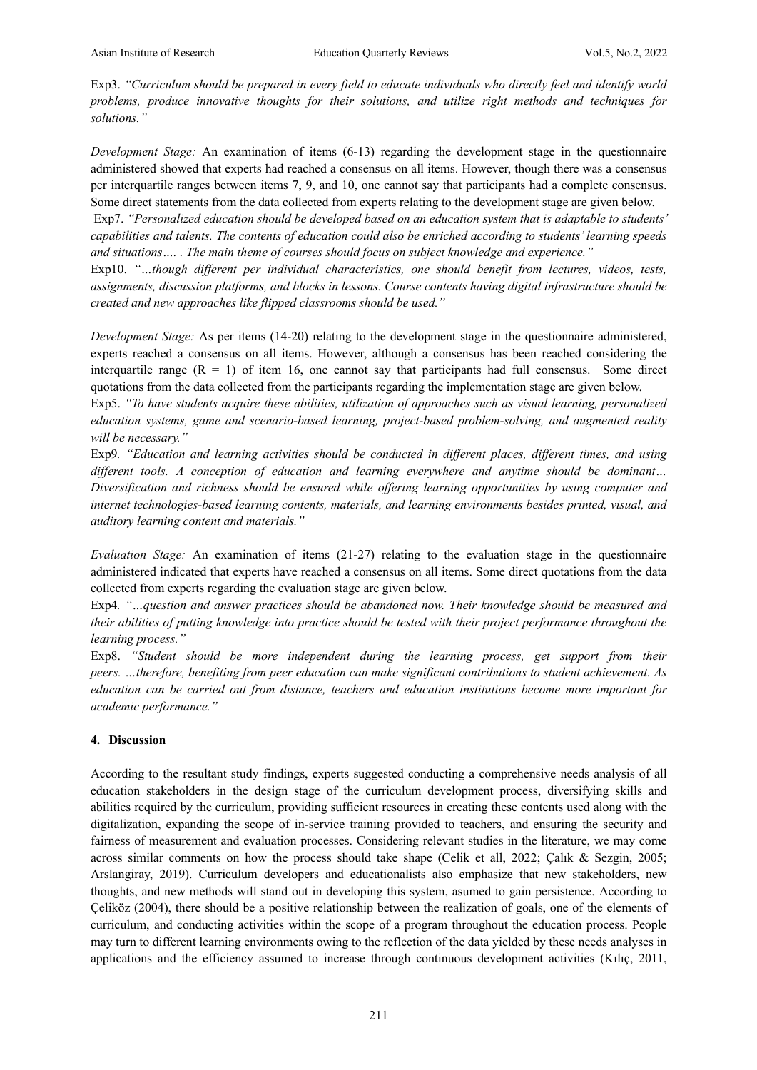Exp3. *"Curriculum should be prepared in every field to educate individuals who directly feel and identify world problems, produce innovative thoughts for their solutions, and utilize right methods and techniques for solutions."*

*Development Stage:* An examination of items (6-13) regarding the development stage in the questionnaire administered showed that experts had reached a consensus on all items. However, though there was a consensus per interquartile ranges between items 7, 9, and 10, one cannot say that participants had a complete consensus. Some direct statements from the data collected from experts relating to the development stage are given below.

Exp7. *"Personalized education should be developed based on an education system that is adaptable to students' capabilities and talents. The contents of education could also be enriched according to students' learning speeds and situations…. . The main theme of courses should focus on subject knowledge and experience."*

Exp10. *"…though different per individual characteristics, one should benefit from lectures, videos, tests, assignments, discussion platforms, and blocks in lessons. Course contents having digital infrastructure should be created and new approaches like flipped classrooms should be used."*

*Development Stage:* As per items (14-20) relating to the development stage in the questionnaire administered, experts reached a consensus on all items. However, although a consensus has been reached considering the interquartile range (R = 1) of item 16, one cannot say that participants had full consensus. Some direct quotations from the data collected from the participants regarding the implementation stage are given below.

Exp5. *"To have students acquire these abilities, utilization of approaches such as visual learning, personalized education systems, game and scenario-based learning, project-based problem-solving, and augmented reality will be necessary."*

Exp9. *"Education and learning activities should be conducted in different places, different times, and using different tools. A conception of education and learning everywhere and anytime should be dominant… Diversification and richness should be ensured while offering learning opportunities by using computer and internet technologies-based learning contents, materials, and learning environments besides printed, visual, and auditory learning content and materials."*

*Evaluation Stage:* An examination of items (21-27) relating to the evaluation stage in the questionnaire administered indicated that experts have reached a consensus on all items. Some direct quotations from the data collected from experts regarding the evaluation stage are given below.

Exp4. *"…question and answer practices should be abandoned now. Their knowledge should be measured and their abilities of putting knowledge into practice should be tested with their project performance throughout the learning process."*

Exp8. *"Student should be more independent during the learning process, get support from their peers. …therefore, benefiting from peer education can make significant contributions to student achievement. As education can be carried out from distance, teachers and education institutions become more important for academic performance."*

## 4. Discussion

According to the resultant study findings, experts suggested conducting a comprehensive needs analysis of all education stakeholders in the design stage of the curriculum development process, diversifying skills and abilities required by the curriculum, providing sufficient resources in creating these contents used along with the digitalization, expanding the scope of in-service training provided to teachers, and ensuring the security and fairness of measurement and evaluation processes. Considering relevant studies in the literature, we may come across similar comments on how the process should take shape (Celik et all, 2022; Çalık & Sezgin, 2005; Arslangiray, 2019). Curriculum developers and educationalists also emphasize that new stakeholders, new thoughts, and new methods will stand out in developing this system, asumed to gain persistence. According to Çeliköz (2004), there should be a positive relationship between the realization of goals, one of the elements of curriculum, and conducting activities within the scope of a program throughout the education process. People may turn to different learning environments owing to the reflection of the data yielded by these needs analyses in applications and the efficiency assumed to increase through continuous development activities (Kılıç, 2011,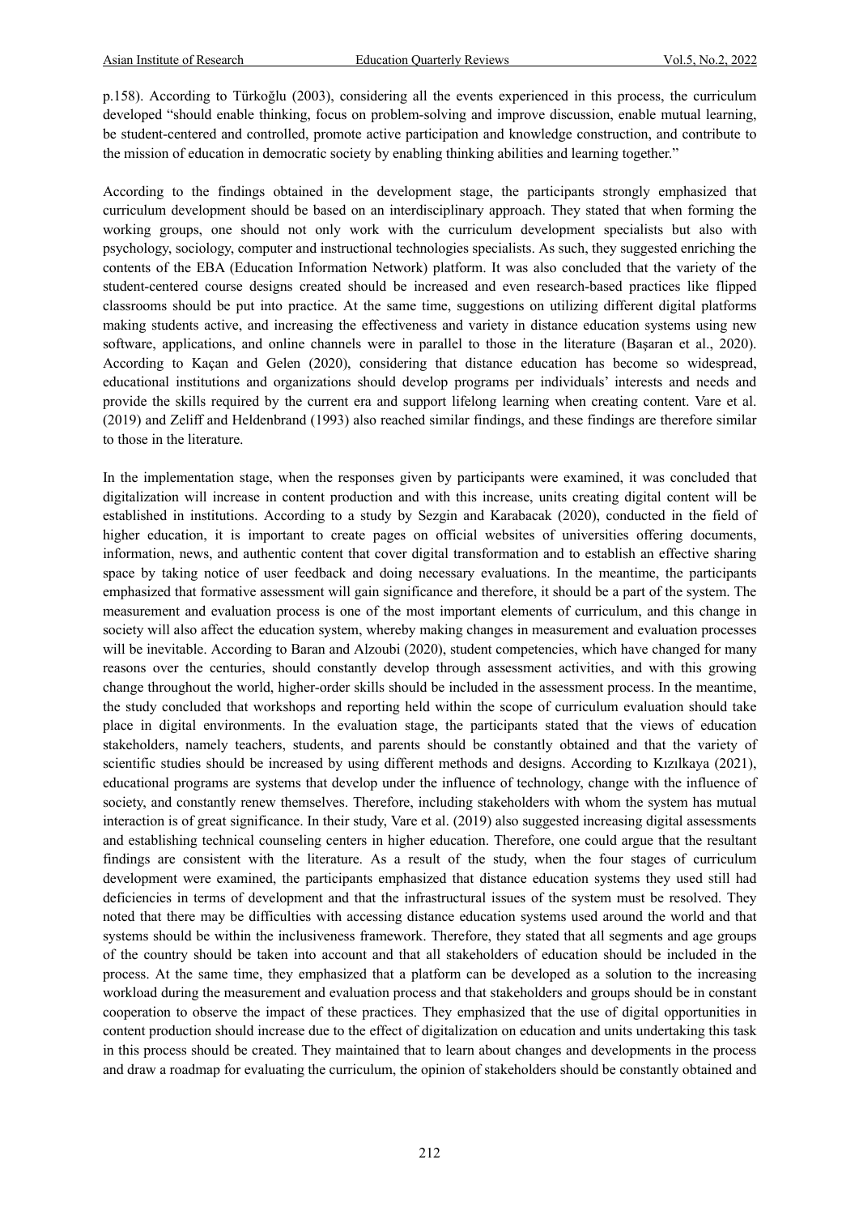p.158). According to Türkoğlu (2003), considering all the events experienced in this process, the curriculum developed "should enable thinking, focus on problem-solving and improve discussion, enable mutual learning, be student-centered and controlled, promote active participation and knowledge construction, and contribute to the mission of education in democratic society by enabling thinking abilities and learning together."

According to the findings obtained in the development stage, the participants strongly emphasized that curriculum development should be based on an interdisciplinary approach. They stated that when forming the working groups, one should not only work with the curriculum development specialists but also with psychology, sociology, computer and instructional technologies specialists. As such, they suggested enriching the contents of the EBA (Education Information Network) platform. It was also concluded that the variety of the student-centered course designs created should be increased and even research-based practices like flipped classrooms should be put into practice. At the same time, suggestions on utilizing different digital platforms making students active, and increasing the effectiveness and variety in distance education systems using new software, applications, and online channels were in parallel to those in the literature (Başaran et al., 2020). According to Kaçan and Gelen (2020), considering that distance education has become so widespread, educational institutions and organizations should develop programs per individuals' interests and needs and provide the skills required by the current era and support lifelong learning when creating content. Vare et al. (2019) and Zeliff and Heldenbrand (1993) also reached similar findings, and these findings are therefore similar to those in the literature.

In the implementation stage, when the responses given by participants were examined, it was concluded that digitalization will increase in content production and with this increase, units creating digital content will be established in institutions. According to a study by Sezgin and Karabacak (2020), conducted in the field of higher education, it is important to create pages on official websites of universities offering documents, information, news, and authentic content that cover digital transformation and to establish an effective sharing space by taking notice of user feedback and doing necessary evaluations. In the meantime, the participants emphasized that formative assessment will gain significance and therefore, it should be a part of the system. The measurement and evaluation process is one of the most important elements of curriculum, and this change in society will also affect the education system, whereby making changes in measurement and evaluation processes will be inevitable. According to Baran and Alzoubi (2020), student competencies, which have changed for many reasons over the centuries, should constantly develop through assessment activities, and with this growing change throughout the world, higher-order skills should be included in the assessment process. In the meantime, the study concluded that workshops and reporting held within the scope of curriculum evaluation should take place in digital environments. In the evaluation stage, the participants stated that the views of education stakeholders, namely teachers, students, and parents should be constantly obtained and that the variety of scientific studies should be increased by using different methods and designs. According to Kızılkaya (2021), educational programs are systems that develop under the influence of technology, change with the influence of society, and constantly renew themselves. Therefore, including stakeholders with whom the system has mutual interaction is of great significance. In their study, Vare et al. (2019) also suggested increasing digital assessments and establishing technical counseling centers in higher education. Therefore, one could argue that the resultant findings are consistent with the literature. As a result of the study, when the four stages of curriculum development were examined, the participants emphasized that distance education systems they used still had deficiencies in terms of development and that the infrastructural issues of the system must be resolved. They noted that there may be difficulties with accessing distance education systems used around the world and that systems should be within the inclusiveness framework. Therefore, they stated that all segments and age groups of the country should be taken into account and that all stakeholders of education should be included in the process. At the same time, they emphasized that a platform can be developed as a solution to the increasing workload during the measurement and evaluation process and that stakeholders and groups should be in constant cooperation to observe the impact of these practices. They emphasized that the use of digital opportunities in content production should increase due to the effect of digitalization on education and units undertaking this task in this process should be created. They maintained that to learn about changes and developments in the process and draw a roadmap for evaluating the curriculum, the opinion of stakeholders should be constantly obtained and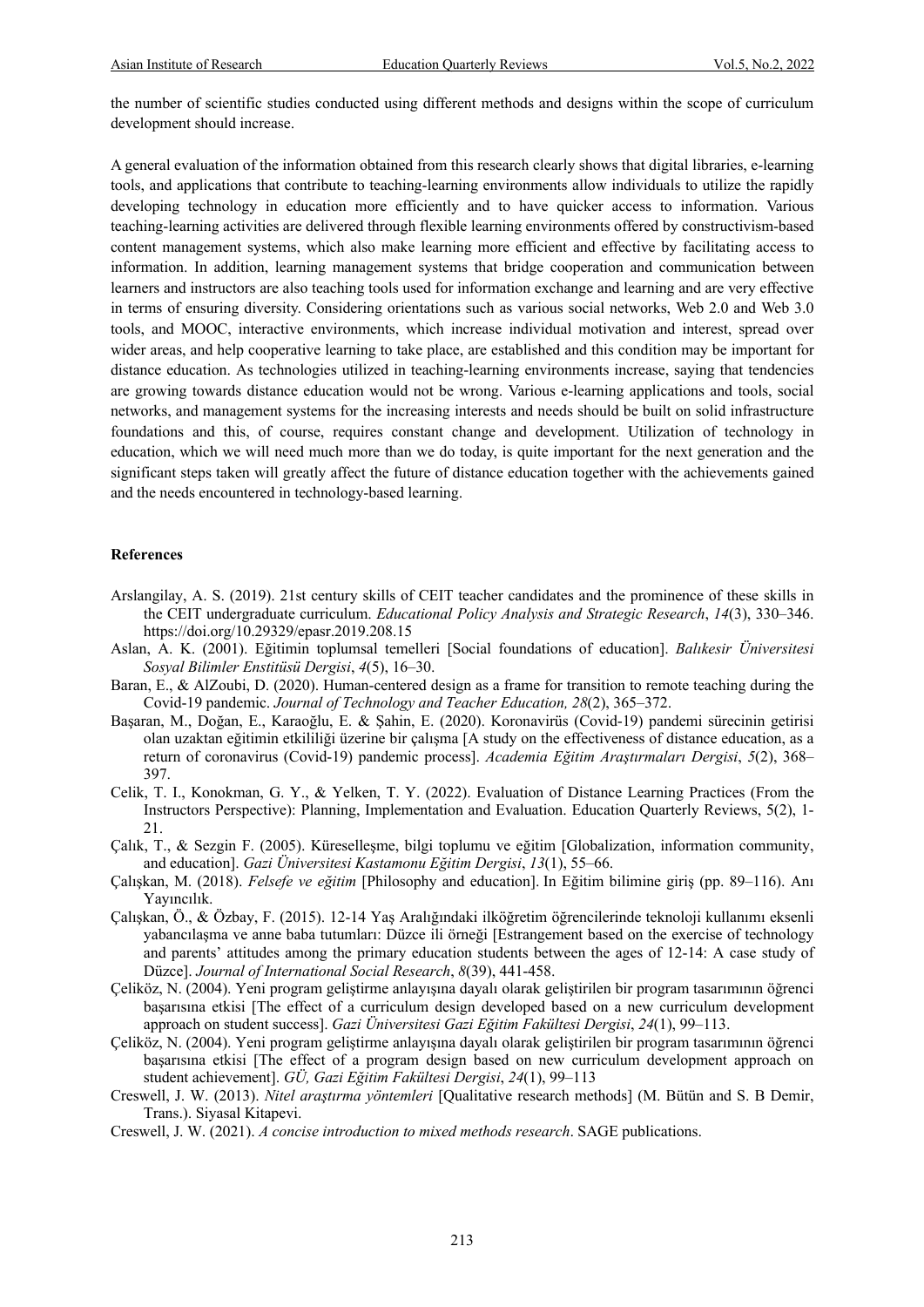the number of scientific studies conducted using different methods and designs within the scope of curriculum development should increase.

A general evaluation of the information obtained from this research clearly shows that digital libraries, e-learning tools, and applications that contribute to teaching-learning environments allow individuals to utilize the rapidly developing technology in education more efficiently and to have quicker access to information. Various teaching-learning activities are delivered through flexible learning environments offered by constructivism-based content management systems, which also make learning more efficient and effective by facilitating access to information. In addition, learning management systems that bridge cooperation and communication between learners and instructors are also teaching tools used for information exchange and learning and are very effective in terms of ensuring diversity. Considering orientations such as various social networks, Web 2.0 and Web 3.0 tools, and MOOC, interactive environments, which increase individual motivation and interest, spread over wider areas, and help cooperative learning to take place, are established and this condition may be important for distance education. As technologies utilized in teaching-learning environments increase, saying that tendencies are growing towards distance education would not be wrong. Various e-learning applications and tools, social networks, and management systems for the increasing interests and needs should be built on solid infrastructure foundations and this, of course, requires constant change and development. Utilization of technology in education, which we will need much more than we do today, is quite important for the next generation and the significant steps taken will greatly affect the future of distance education together with the achievements gained and the needs encountered in technology-based learning.

**References**

Arslangilay, A. S. (2019). 21st century skills of CEIT teacher candidates and the prominence of these skills in the CEIT undergraduate curriculum. *Educational Policy Analysis and Strategic Research*, *14*(3), 330–346. https://doi.org/10.29329/epasr.2019.208.15

Aslan, A. K. (2001). Eğitimin toplumsal temelleri [Social foundations of education]. *Balıkesir Üniversitesi Sosyal Bilimler Enstitüsü Dergisi*, *4*(5), 16–30.

Baran, E., & AlZoubi, D. (2020). Human-centered design as a frame for transition to remote teaching during the Covid-19 pandemic. *Journal of Technology and Teacher Education, 28*(2), 365–372.

Başaran, M., Doğan, E., Karaoğlu, E. & Şahin, E. (2020). Koronavirüs (Covid-19) pandemi sürecinin getirisi olan uzaktan eğitimin etkililiği üzerine bir çalışma [A study on the effectiveness of distance education, as a return of coronavirus (Covid-19) pandemic process]. *Academia Eğitim Araştırmaları Dergisi*, *5*(2), 368–397.

Celik, T. I., Konokman, G. Y., & Yelken, T. Y. (2022). Evaluation of Distance Learning Practices (From the Instructors Perspective): Planning, Implementation and Evaluation. Education Quarterly Reviews, 5(2), 1-21.

Çalık, T., & Sezgin F. (2005). Küreselleşme, bilgi toplumu ve eğitim [Globalization, information community, and education]. *Gazi Üniversitesi Kastamonu Eğitim Dergisi*, *13*(1), 55–66.

Çalışkan, M. (2018). *Felsefe ve eğitim* [Philosophy and education]. In Eğitim bilimine giriş (pp. 89–116). Anı Yayıncılık.

Çalışkan, Ö., & Özbay, F. (2015). 12-14 Yaş Aralığındaki ilköğretim öğrencilerinde teknoloji kullanımı eksenli yabancılaşma ve anne baba tutumları: Düzce ili örneği [Estrangement based on the exercise of technology and parents' attitudes among the primary education students between the ages of 12-14: A case study of Düzce]. *Journal of International Social Research*, *8*(39), 441-458.

Çeliköz, N. (2004). Yeni program geliştirme anlayışına dayalı olarak geliştirilen bir program tasarımının öğrenci başarısına etkisi [The effect of a curriculum design developed based on a new curriculum development approach on student success]. *Gazi Üniversitesi Gazi Eğitim Fakültesi Dergisi*, *24*(1), 99–113.

Çeliköz, N. (2004). Yeni program geliştirme anlayışına dayalı olarak geliştirilen bir program tasarımının öğrenci başarısına etkisi [The effect of a program design based on new curriculum development approach on student achievement]. *GÜ, Gazi Eğitim Fakültesi Dergisi*, *24*(1), 99–113

Creswell, J. W. (2013). *Nitel araştırma yöntemleri* [Qualitative research methods] (M. Bütün and S. B Demir, Trans.). Siyasal Kitapevi.

Creswell, J. W. (2021). *A concise introduction to mixed methods research*. SAGE publications.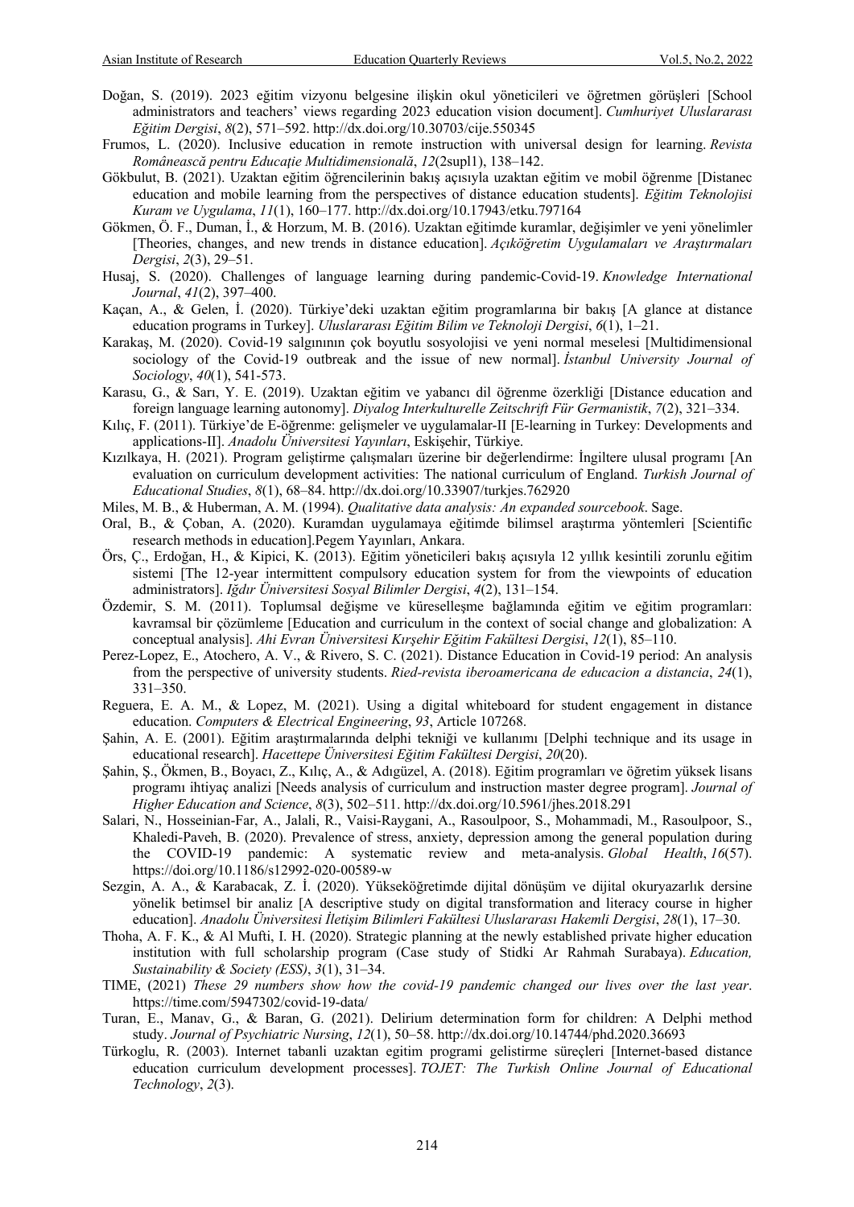Doğan, S. (2019). 2023 eğitim vizyonu belgesine ilişkin okul yöneticileri ve öğretmen görüşleri [School administrators and teachers' views regarding 2023 education vision document]. *Cumhuriyet Uluslararası Eğitim Dergisi*, *8*(2), 571–592. http://dx.doi.org/10.30703/cije.550345

Frumos, L. (2020). Inclusive education in remote instruction with universal design for learning. *Revista Românească pentru Educaţie Multidimensională*, *12*(2supl1), 138–142.

Gökbulut, B. (2021). Uzaktan eğitim öğrencilerinin bakış açısıyla uzaktan eğitim ve mobil öğrenme [Distanec education and mobile learning from the perspectives of distance education students]. *Eğitim Teknolojisi Kuram ve Uygulama*, *11*(1), 160–177. http://dx.doi.org/10.17943/etku.797164

Gökmen, Ö. F., Duman, İ., & Horzum, M. B. (2016). Uzaktan eğitimde kuramlar, değişimler ve yeni yönelimler [Theories, changes, and new trends in distance education]. *Açıköğretim Uygulamaları ve Araştırmaları Dergisi*, *2*(3), 29–51.

Husaj, S. (2020). Challenges of language learning during pandemic-Covid-19. *Knowledge International Journal*, *41*(2), 397–400.

Kaçan, A., & Gelen, İ. (2020). Türkiye'deki uzaktan eğitim programlarına bir bakış [A glance at distance education programs in Turkey]. *Uluslararası Eğitim Bilim ve Teknoloji Dergisi*, *6*(1), 1–21.

Karakaş, M. (2020). Covid-19 salgınının çok boyutlu sosyolojisi ve yeni normal meselesi [Multidimensional sociology of the Covid-19 outbreak and the issue of new normal]. *İstanbul University Journal of Sociology*, *40*(1), 541-573.

Karasu, G., & Sarı, Y. E. (2019). Uzaktan eğitim ve yabancı dil öğrenme özerkliği [Distance education and foreign language learning autonomy]. *Diyalog Interkulturelle Zeitschrift Für Germanistik*, *7*(2), 321–334.

Kılıç, F. (2011). Türkiye'de E-öğrenme: gelişmeler ve uygulamalar-II [E-learning in Turkey: Developments and applications-II]. *Anadolu Üniversitesi Yayınları*, Eskişehir, Türkiye.

Kızılkaya, H. (2021). Program geliştirme çalışmaları üzerine bir değerlendirme: İngiltere ulusal programı [An evaluation on curriculum development activities: The national curriculum of England. *Turkish Journal of Educational Studies*, *8*(1), 68–84. http://dx.doi.org/10.33907/turkjes.762920

Miles, M. B., & Huberman, A. M. (1994). *Qualitative data analysis: An expanded sourcebook*. Sage.

Oral, B., & Çoban, A. (2020). Kuramdan uygulamaya eğitimde bilimsel araştırma yöntemleri [Scientific research methods in education].Pegem Yayınları, Ankara.

Örs, Ç., Erdoğan, H., & Kipici, K. (2013). Eğitim yöneticileri bakış açısıyla 12 yıllık kesintili zorunlu eğitim sistemi [The 12-year intermittent compulsory education system for from the viewpoints of education administrators]. *Iğdır Üniversitesi Sosyal Bilimler Dergisi*, *4*(2), 131–154.

Özdemir, S. M. (2011). Toplumsal değişme ve küreselleşme bağlamında eğitim ve eğitim programları: kavramsal bir çözümleme [Education and curriculum in the context of social change and globalization: A conceptual analysis]. *Ahi Evran Üniversitesi Kırşehir Eğitim Fakültesi Dergisi*, *12*(1), 85–110.

Perez-Lopez, E., Atochero, A. V., & Rivero, S. C. (2021). Distance Education in Covid-19 period: An analysis from the perspective of university students. *Ried-revista iberoamericana de educacion a distancia*, *24*(1), 331–350.

Reguera, E. A. M., & Lopez, M. (2021). Using a digital whiteboard for student engagement in distance education. *Computers & Electrical Engineering*, *93*, Article 107268.

Şahin, A. E. (2001). Eğitim araştırmalarında delphi tekniği ve kullanımı [Delphi technique and its usage in educational research]. *Hacettepe Üniversitesi Eğitim Fakültesi Dergisi*, *20*(20).

Şahin, Ş., Ökmen, B., Boyacı, Z., Kılıç, A., & Adıgüzel, A. (2018). Eğitim programları ve öğretim yüksek lisans programı ihtiyaç analizi [Needs analysis of curriculum and instruction master degree program]. *Journal of Higher Education and Science*, *8*(3), 502–511. http://dx.doi.org/10.5961/jhes.2018.291

Salari, N., Hosseinian-Far, A., Jalali, R., Vaisi-Raygani, A., Rasoulpoor, S., Mohammadi, M., Rasoulpoor, S., Khaledi-Paveh, B. (2020). Prevalence of stress, anxiety, depression among the general population during the COVID-19 pandemic: A systematic review and meta-analysis. *Global Health*, *16*(57). https://doi.org/10.1186/s12992-020-00589-w

Sezgin, A. A., & Karabacak, Z. İ. (2020). Yükseköğretimde dijital dönüşüm ve dijital okuryazarlık dersine yönelik betimsel bir analiz [A descriptive study on digital transformation and literacy course in higher education]. *Anadolu Üniversitesi İletişim Bilimleri Fakültesi Uluslararası Hakemli Dergisi*, *28*(1), 17–30.

Thoha, A. F. K., & Al Mufti, I. H. (2020). Strategic planning at the newly established private higher education institution with full scholarship program (Case study of Stidki Ar Rahmah Surabaya). *Education, Sustainability & Society (ESS)*, *3*(1), 31–34.

TIME, (2021) *These 29 numbers show how the covid-19 pandemic changed our lives over the last year*. https://time.com/5947302/covid-19-data/

Turan, E., Manav, G., & Baran, G. (2021). Delirium determination form for children: A Delphi method study. *Journal of Psychiatric Nursing*, *12*(1), 50–58. http://dx.doi.org/10.14744/phd.2020.36693

Türkoglu, R. (2003). Internet tabanli uzaktan egitim programi gelistirme süreçleri [Internet-based distance education curriculum development processes]. *TOJET: The Turkish Online Journal of Educational Technology*, *2*(3).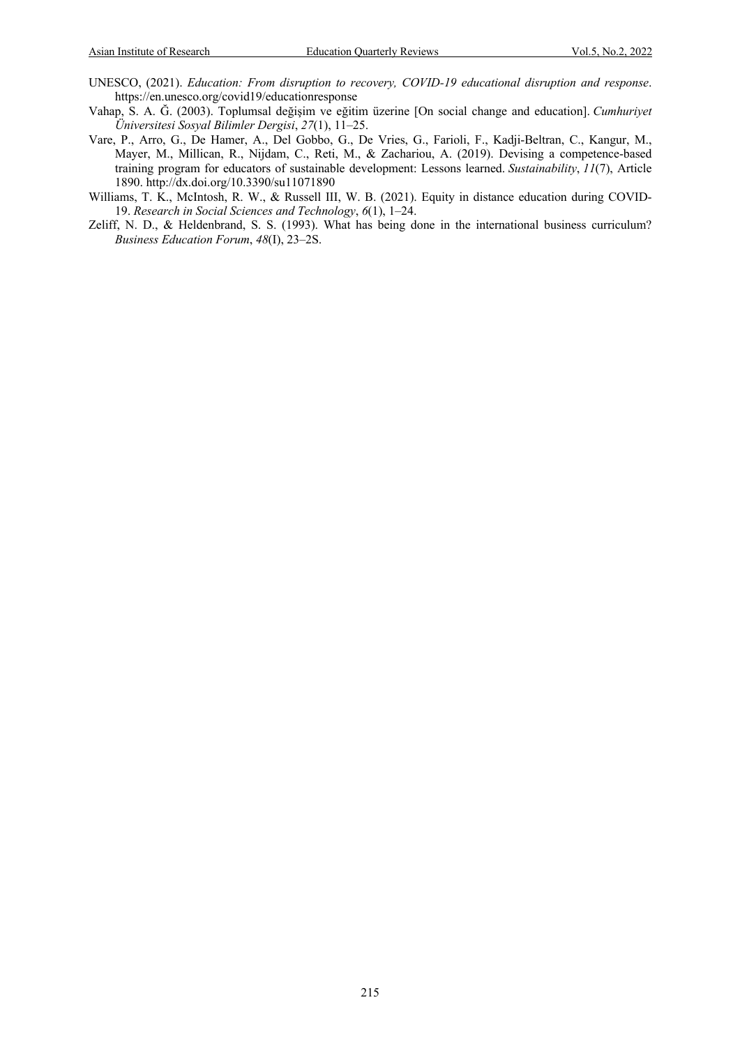UNESCO, (2021). *Education: From disruption to recovery, COVID-19 educational disruption and response*. https://en.unesco.org/covid19/educationresponse

Vahap, S. A. Ğ. (2003). Toplumsal değişim ve eğitim üzerine [On social change and education]. *Cumhuriyet Üniversitesi Sosyal Bilimler Dergisi*, *27*(1), 11–25.

Vare, P., Arro, G., De Hamer, A., Del Gobbo, G., De Vries, G., Farioli, F., Kadji-Beltran, C., Kangur, M., Mayer, M., Millican, R., Nijdam, C., Reti, M., & Zachariou, A. (2019). Devising a competence-based training program for educators of sustainable development: Lessons learned. *Sustainability*, *11*(7), Article 1890. http://dx.doi.org/10.3390/su11071890

Williams, T. K., McIntosh, R. W., & Russell III, W. B. (2021). Equity in distance education during COVID-19. *Research in Social Sciences and Technology*, *6*(1), 1–24.

Zeliff, N. D., & Heldenbrand, S. S. (1993). What has being done in the international business curriculum? *Business Education Forum*, *48*(I), 23–2S.